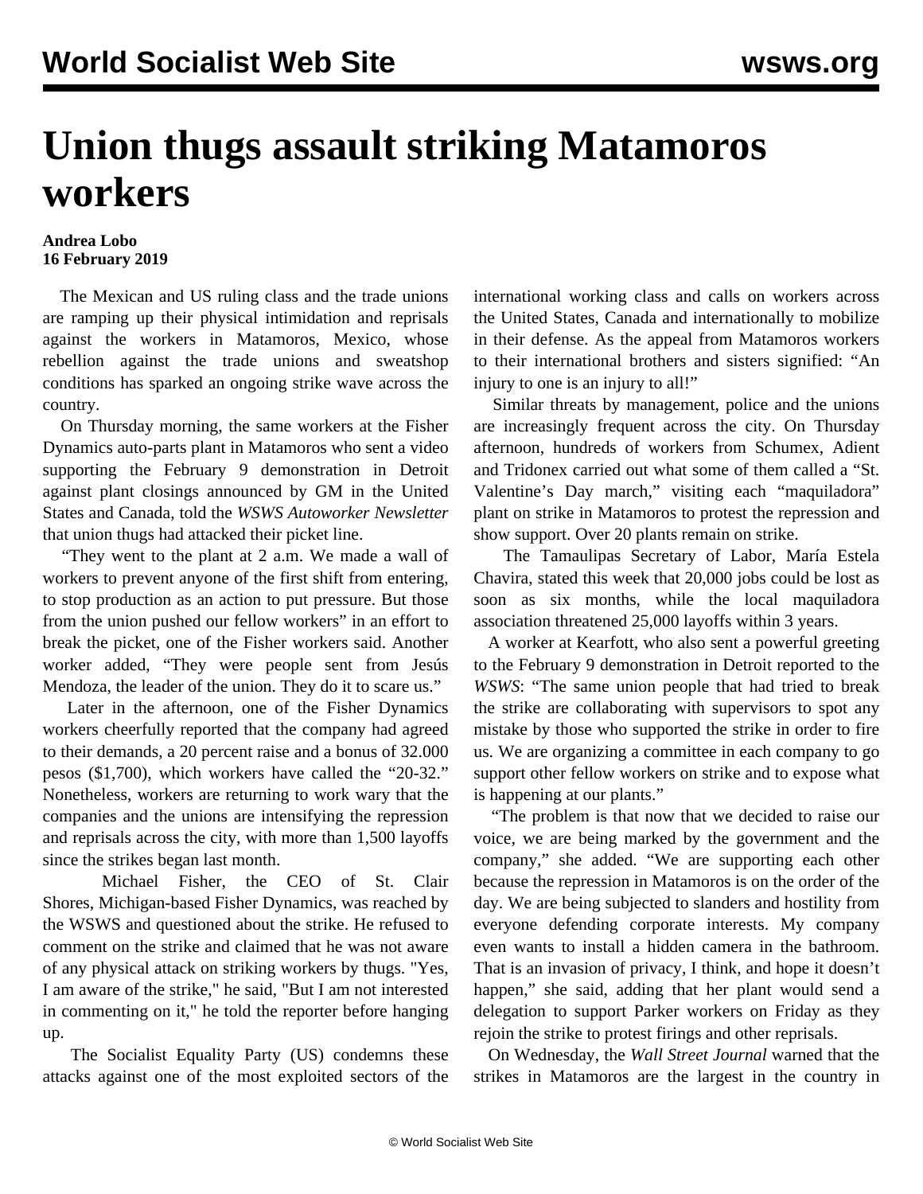# Union thugs assault striking Matamoros workers

**Andrea Lobo**
**16 February 2019**

The Mexican and US ruling class and the trade unions are ramping up their physical intimidation and reprisals against the workers in Matamoros, Mexico, whose rebellion against the trade unions and sweatshop conditions has sparked an ongoing strike wave across the country.

On Thursday morning, the same workers at the Fisher Dynamics auto-parts plant in Matamoros who sent a video supporting the February 9 demonstration in Detroit against plant closings announced by GM in the United States and Canada, told the *WSWS Autoworker Newsletter* that union thugs had attacked their picket line.

"They went to the plant at 2 a.m. We made a wall of workers to prevent anyone of the first shift from entering, to stop production as an action to put pressure. But those from the union pushed our fellow workers" in an effort to break the picket, one of the Fisher workers said. Another worker added, "They were people sent from Jesús Mendoza, the leader of the union. They do it to scare us."

Later in the afternoon, one of the Fisher Dynamics workers cheerfully reported that the company had agreed to their demands, a 20 percent raise and a bonus of 32.000 pesos ($1,700), which workers have called the "20-32." Nonetheless, workers are returning to work wary that the companies and the unions are intensifying the repression and reprisals across the city, with more than 1,500 layoffs since the strikes began last month.

Michael Fisher, the CEO of St. Clair Shores, Michigan-based Fisher Dynamics, was reached by the WSWS and questioned about the strike. He refused to comment on the strike and claimed that he was not aware of any physical attack on striking workers by thugs. "Yes, I am aware of the strike," he said, "But I am not interested in commenting on it," he told the reporter before hanging up.

The Socialist Equality Party (US) condemns these attacks against one of the most exploited sectors of the international working class and calls on workers across the United States, Canada and internationally to mobilize in their defense. As the appeal from Matamoros workers to their international brothers and sisters signified: "An injury to one is an injury to all!"

Similar threats by management, police and the unions are increasingly frequent across the city. On Thursday afternoon, hundreds of workers from Schumex, Adient and Tridonex carried out what some of them called a "St. Valentine's Day march," visiting each "maquiladora" plant on strike in Matamoros to protest the repression and show support. Over 20 plants remain on strike.

The Tamaulipas Secretary of Labor, María Estela Chavira, stated this week that 20,000 jobs could be lost as soon as six months, while the local maquiladora association threatened 25,000 layoffs within 3 years.

A worker at Kearfott, who also sent a powerful greeting to the February 9 demonstration in Detroit reported to the *WSWS*: "The same union people that had tried to break the strike are collaborating with supervisors to spot any mistake by those who supported the strike in order to fire us. We are organizing a committee in each company to go support other fellow workers on strike and to expose what is happening at our plants."

"The problem is that now that we decided to raise our voice, we are being marked by the government and the company," she added. "We are supporting each other because the repression in Matamoros is on the order of the day. We are being subjected to slanders and hostility from everyone defending corporate interests. My company even wants to install a hidden camera in the bathroom. That is an invasion of privacy, I think, and hope it doesn't happen," she said, adding that her plant would send a delegation to support Parker workers on Friday as they rejoin the strike to protest firings and other reprisals.

On Wednesday, the *Wall Street Journal* warned that the strikes in Matamoros are the largest in the country in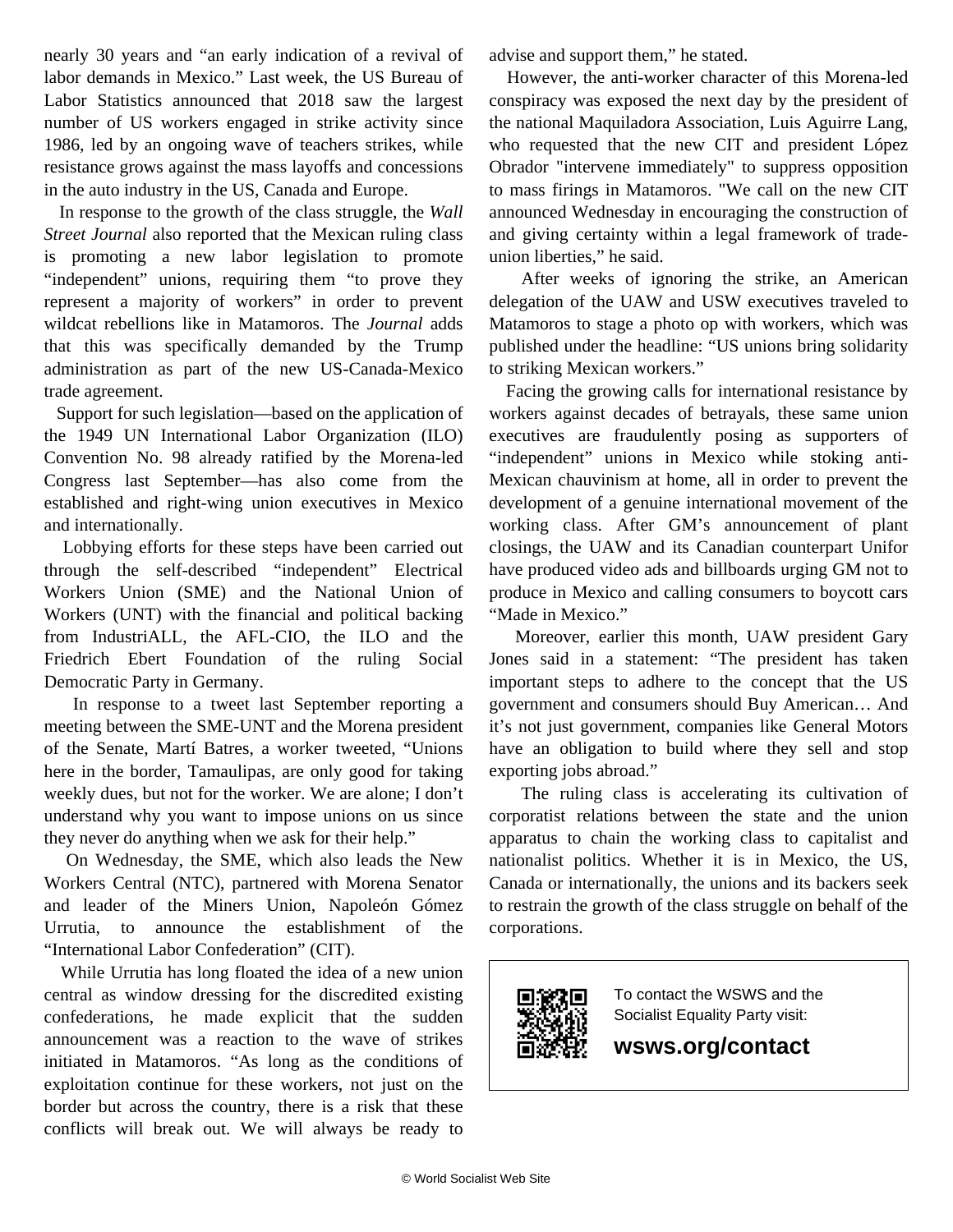nearly 30 years and "an early indication of a revival of labor demands in Mexico." Last week, the US Bureau of Labor Statistics announced that 2018 saw the largest number of US workers engaged in strike activity since 1986, led by an ongoing wave of teachers strikes, while resistance grows against the mass layoffs and concessions in the auto industry in the US, Canada and Europe.

In response to the growth of the class struggle, the *Wall Street Journal* also reported that the Mexican ruling class is promoting a new labor legislation to promote "independent" unions, requiring them "to prove they represent a majority of workers" in order to prevent wildcat rebellions like in Matamoros. The *Journal* adds that this was specifically demanded by the Trump administration as part of the new US-Canada-Mexico trade agreement.

Support for such legislation—based on the application of the 1949 UN International Labor Organization (ILO) Convention No. 98 already ratified by the Morena-led Congress last September—has also come from the established and right-wing union executives in Mexico and internationally.

Lobbying efforts for these steps have been carried out through the self-described "independent" Electrical Workers Union (SME) and the National Union of Workers (UNT) with the financial and political backing from IndustriALL, the AFL-CIO, the ILO and the Friedrich Ebert Foundation of the ruling Social Democratic Party in Germany.

In response to a tweet last September reporting a meeting between the SME-UNT and the Morena president of the Senate, Martí Batres, a worker tweeted, "Unions here in the border, Tamaulipas, are only good for taking weekly dues, but not for the worker. We are alone; I don't understand why you want to impose unions on us since they never do anything when we ask for their help."

On Wednesday, the SME, which also leads the New Workers Central (NTC), partnered with Morena Senator and leader of the Miners Union, Napoleón Gómez Urrutia, to announce the establishment of the "International Labor Confederation" (CIT).

While Urrutia has long floated the idea of a new union central as window dressing for the discredited existing confederations, he made explicit that the sudden announcement was a reaction to the wave of strikes initiated in Matamoros. "As long as the conditions of exploitation continue for these workers, not just on the border but across the country, there is a risk that these conflicts will break out. We will always be ready to advise and support them," he stated.

However, the anti-worker character of this Morena-led conspiracy was exposed the next day by the president of the national Maquiladora Association, Luis Aguirre Lang, who requested that the new CIT and president López Obrador "intervene immediately" to suppress opposition to mass firings in Matamoros. "We call on the new CIT announced Wednesday in encouraging the construction of and giving certainty within a legal framework of trade-union liberties," he said.

After weeks of ignoring the strike, an American delegation of the UAW and USW executives traveled to Matamoros to stage a photo op with workers, which was published under the headline: "US unions bring solidarity to striking Mexican workers."

Facing the growing calls for international resistance by workers against decades of betrayals, these same union executives are fraudulently posing as supporters of "independent" unions in Mexico while stoking anti-Mexican chauvinism at home, all in order to prevent the development of a genuine international movement of the working class. After GM's announcement of plant closings, the UAW and its Canadian counterpart Unifor have produced video ads and billboards urging GM not to produce in Mexico and calling consumers to boycott cars "Made in Mexico."

Moreover, earlier this month, UAW president Gary Jones said in a statement: "The president has taken important steps to adhere to the concept that the US government and consumers should Buy American… And it's not just government, companies like General Motors have an obligation to build where they sell and stop exporting jobs abroad."

The ruling class is accelerating its cultivation of corporatist relations between the state and the union apparatus to chain the working class to capitalist and nationalist politics. Whether it is in Mexico, the US, Canada or internationally, the unions and its backers seek to restrain the growth of the class struggle on behalf of the corporations.

To contact the WSWS and the Socialist Equality Party visit:

**wsws.org/contact**